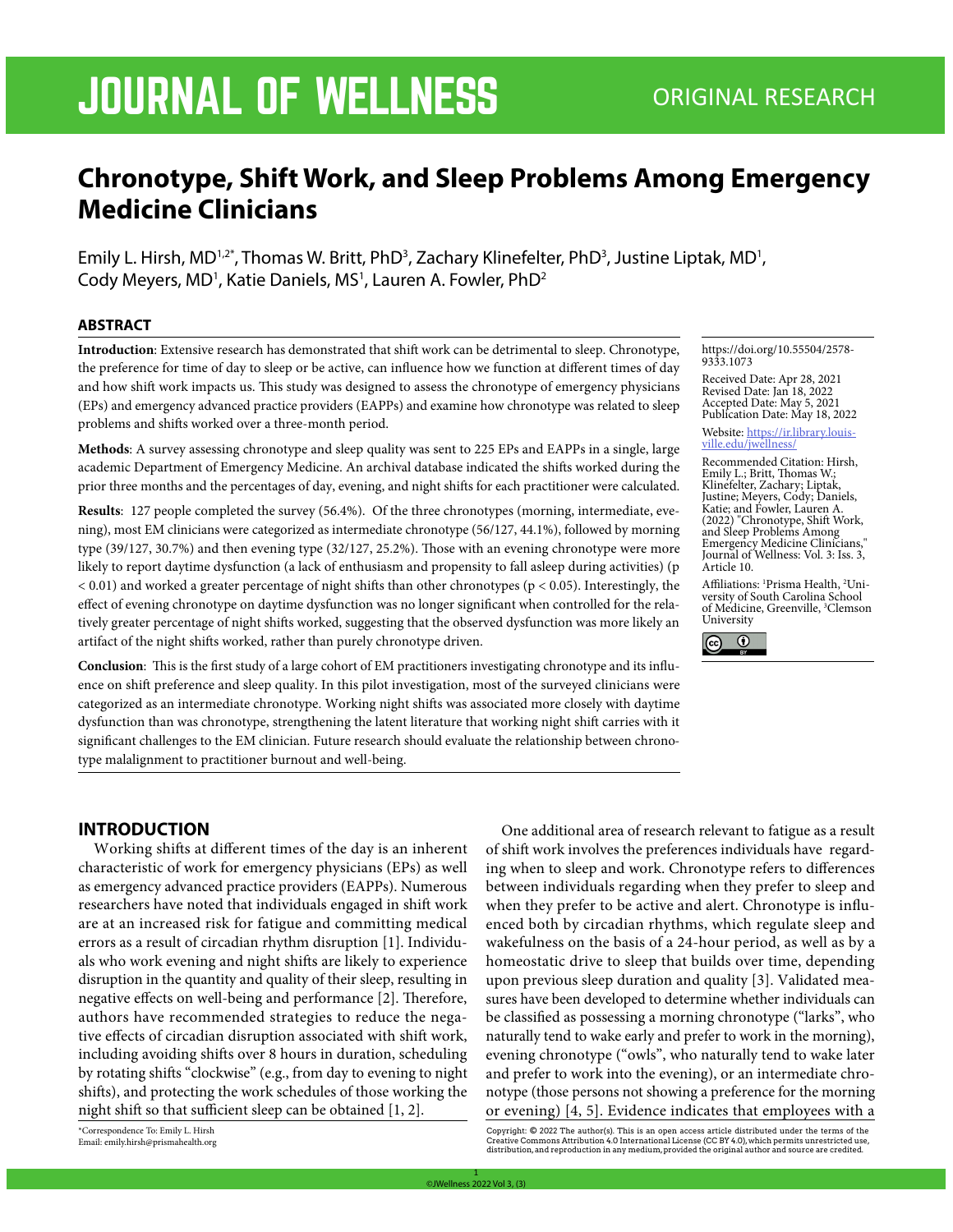# Chronotype, Shift Work, and Sleep Problems Among Emergency Medicine Clinicians

Emily L. Hirsh, MD[1,2*], Thomas W. Britt, PhD[3], Zachary Klinefelter, PhD[3], Justine Liptak, MD[1], Cody Meyers, MD[1], Katie Daniels, MS[1], Lauren A. Fowler, PhD[2]

## ABSTRACT

**Introduction**: Extensive research has demonstrated that shift work can be detrimental to sleep. Chronotype, the preference for time of day to sleep or be active, can influence how we function at different times of day and how shift work impacts us. This study was designed to assess the chronotype of emergency physicians (EPs) and emergency advanced practice providers (EAPPs) and examine how chronotype was related to sleep problems and shifts worked over a three-month period.

**Methods**: A survey assessing chronotype and sleep quality was sent to 225 EPs and EAPPs in a single, large academic Department of Emergency Medicine. An archival database indicated the shifts worked during the prior three months and the percentages of day, evening, and night shifts for each practitioner were calculated.

**Results**: 127 people completed the survey (56.4%). Of the three chronotypes (morning, intermediate, evening), most EM clinicians were categorized as intermediate chronotype (56/127, 44.1%), followed by morning type (39/127, 30.7%) and then evening type (32/127, 25.2%). Those with an evening chronotype were more likely to report daytime dysfunction (a lack of enthusiasm and propensity to fall asleep during activities) ($p < 0.01$) and worked a greater percentage of night shifts than other chronotypes ($p < 0.05$). Interestingly, the effect of evening chronotype on daytime dysfunction was no longer significant when controlled for the relatively greater percentage of night shifts worked, suggesting that the observed dysfunction was more likely an artifact of the night shifts worked, rather than purely chronotype driven.

**Conclusion**: This is the first study of a large cohort of EM practitioners investigating chronotype and its influence on shift preference and sleep quality. In this pilot investigation, most of the surveyed clinicians were categorized as an intermediate chronotype. Working night shifts was associated more closely with daytime dysfunction than was chronotype, strengthening the latent literature that working night shift carries with it significant challenges to the EM clinician. Future research should evaluate the relationship between chronotype malalignment to practitioner burnout and well-being.

https://doi.org/10.55504/2578-9333.1073

Received Date: Apr 28, 2021
Revised Date: Jan 18, 2022
Accepted Date: May 5, 2021
Publication Date: May 18, 2022

Website: https://ir.library.louisville.edu/jwellness/

Recommended Citation: Hirsh, Emily L.; Britt, Thomas W.; Klinefelter, Zachary; Liptak, Justine; Meyers, Cody; Daniels, Katie; and Fowler, Lauren A. (2022) "Chronotype, Shift Work, and Sleep Problems Among Emergency Medicine Clinicians," Journal of Wellness: Vol. 3: Iss. 3, Article 10.

Affiliations: [1]Prisma Health, [2]University of South Carolina School of Medicine, Greenville, [3]Clemson University

## INTRODUCTION

Working shifts at different times of the day is an inherent characteristic of work for emergency physicians (EPs) as well as emergency advanced practice providers (EAPPs). Numerous researchers have noted that individuals engaged in shift work are at an increased risk for fatigue and committing medical errors as a result of circadian rhythm disruption [1]. Individuals who work evening and night shifts are likely to experience disruption in the quantity and quality of their sleep, resulting in negative effects on well-being and performance [2]. Therefore, authors have recommended strategies to reduce the negative effects of circadian disruption associated with shift work, including avoiding shifts over 8 hours in duration, scheduling by rotating shifts "clockwise" (e.g., from day to evening to night shifts), and protecting the work schedules of those working the night shift so that sufficient sleep can be obtained [1, 2].

One additional area of research relevant to fatigue as a result of shift work involves the preferences individuals have regarding when to sleep and work. Chronotype refers to differences between individuals regarding when they prefer to sleep and when they prefer to be active and alert. Chronotype is influenced both by circadian rhythms, which regulate sleep and wakefulness on the basis of a 24-hour period, as well as by a homeostatic drive to sleep that builds over time, depending upon previous sleep duration and quality [3]. Validated measures have been developed to determine whether individuals can be classified as possessing a morning chronotype ("larks", who naturally tend to wake early and prefer to work in the morning), evening chronotype ("owls", who naturally tend to wake later and prefer to work into the evening), or an intermediate chronotype (those persons not showing a preference for the morning or evening) [4, 5]. Evidence indicates that employees with a

*Correspondence To: Emily L. Hirsh
Email: emily.hirsh@prismahealth.org

Copyright: © 2022 The author(s). This is an open access article distributed under the terms of the Creative Commons Attribution 4.0 International License (CC BY 4.0), which permits unrestricted use, distribution, and reproduction in any medium, provided the original author and source are credited.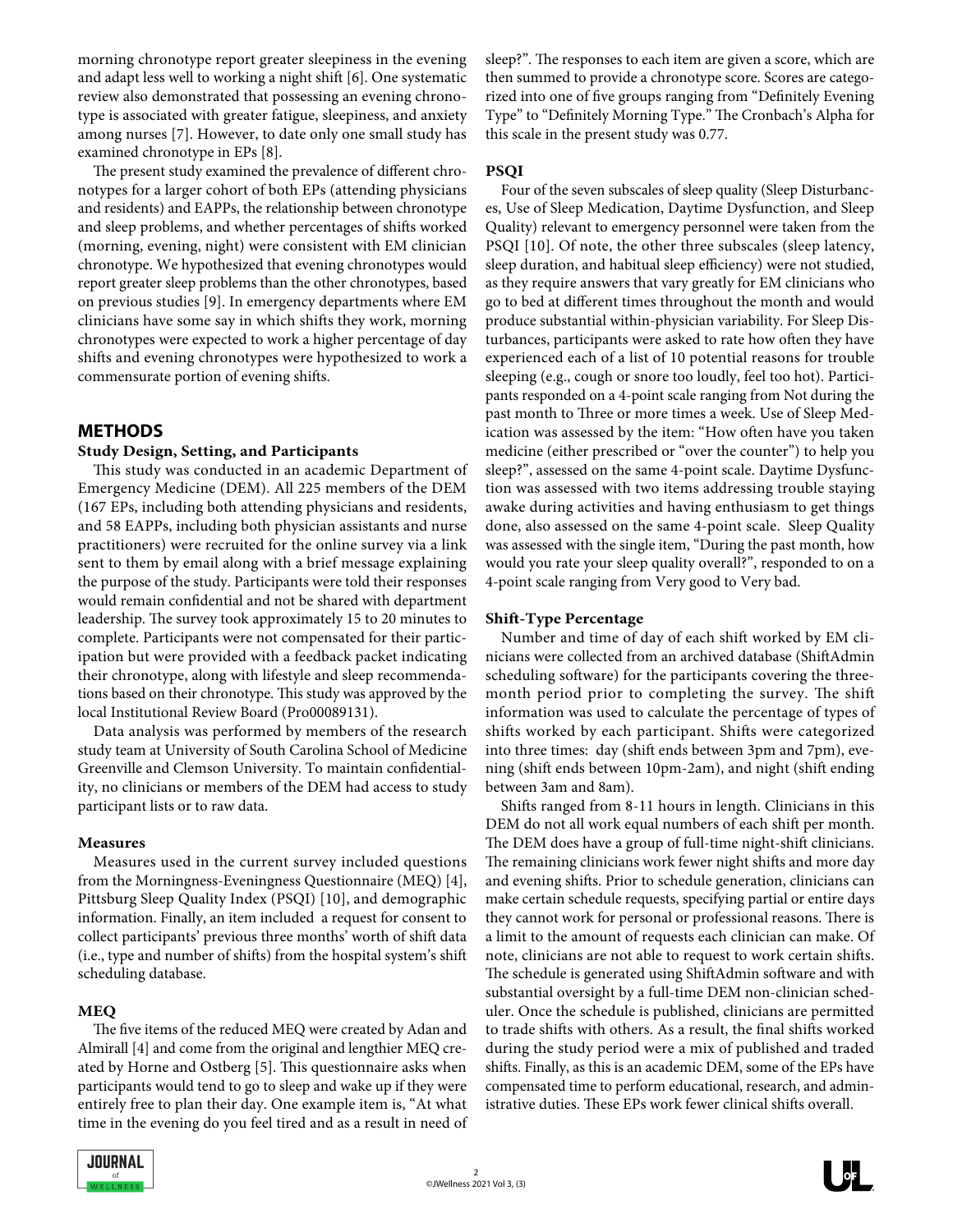morning chronotype report greater sleepiness in the evening and adapt less well to working a night shift [6]. One systematic review also demonstrated that possessing an evening chronotype is associated with greater fatigue, sleepiness, and anxiety among nurses [7]. However, to date only one small study has examined chronotype in EPs [8].

The present study examined the prevalence of different chronotypes for a larger cohort of both EPs (attending physicians and residents) and EAPPs, the relationship between chronotype and sleep problems, and whether percentages of shifts worked (morning, evening, night) were consistent with EM clinician chronotype. We hypothesized that evening chronotypes would report greater sleep problems than the other chronotypes, based on previous studies [9]. In emergency departments where EM clinicians have some say in which shifts they work, morning chronotypes were expected to work a higher percentage of day shifts and evening chronotypes were hypothesized to work a commensurate portion of evening shifts.

## METHODS

### Study Design, Setting, and Participants

This study was conducted in an academic Department of Emergency Medicine (DEM). All 225 members of the DEM (167 EPs, including both attending physicians and residents, and 58 EAPPs, including both physician assistants and nurse practitioners) were recruited for the online survey via a link sent to them by email along with a brief message explaining the purpose of the study. Participants were told their responses would remain confidential and not be shared with department leadership. The survey took approximately 15 to 20 minutes to complete. Participants were not compensated for their participation but were provided with a feedback packet indicating their chronotype, along with lifestyle and sleep recommendations based on their chronotype. This study was approved by the local Institutional Review Board (Pro00089131).

Data analysis was performed by members of the research study team at University of South Carolina School of Medicine Greenville and Clemson University. To maintain confidentiality, no clinicians or members of the DEM had access to study participant lists or to raw data.

### Measures

Measures used in the current survey included questions from the Morningness-Eveningness Questionnaire (MEQ) [4], Pittsburg Sleep Quality Index (PSQI) [10], and demographic information. Finally, an item included a request for consent to collect participants' previous three months' worth of shift data (i.e., type and number of shifts) from the hospital system's shift scheduling database.

### MEQ

The five items of the reduced MEQ were created by Adan and Almirall [4] and come from the original and lengthier MEQ created by Horne and Ostberg [5]. This questionnaire asks when participants would tend to go to sleep and wake up if they were entirely free to plan their day. One example item is, "At what time in the evening do you feel tired and as a result in need of sleep?". The responses to each item are given a score, which are then summed to provide a chronotype score. Scores are categorized into one of five groups ranging from "Definitely Evening Type" to "Definitely Morning Type." The Cronbach's Alpha for this scale in the present study was 0.77.

### PSQI

Four of the seven subscales of sleep quality (Sleep Disturbances, Use of Sleep Medication, Daytime Dysfunction, and Sleep Quality) relevant to emergency personnel were taken from the PSQI [10]. Of note, the other three subscales (sleep latency, sleep duration, and habitual sleep efficiency) were not studied, as they require answers that vary greatly for EM clinicians who go to bed at different times throughout the month and would produce substantial within-physician variability. For Sleep Disturbances, participants were asked to rate how often they have experienced each of a list of 10 potential reasons for trouble sleeping (e.g., cough or snore too loudly, feel too hot). Participants responded on a 4-point scale ranging from Not during the past month to Three or more times a week. Use of Sleep Medication was assessed by the item: "How often have you taken medicine (either prescribed or "over the counter") to help you sleep?", assessed on the same 4-point scale. Daytime Dysfunction was assessed with two items addressing trouble staying awake during activities and having enthusiasm to get things done, also assessed on the same 4-point scale. Sleep Quality was assessed with the single item, "During the past month, how would you rate your sleep quality overall?", responded to on a 4-point scale ranging from Very good to Very bad.

### Shift-Type Percentage

Number and time of day of each shift worked by EM clinicians were collected from an archived database (ShiftAdmin scheduling software) for the participants covering the three-month period prior to completing the survey. The shift information was used to calculate the percentage of types of shifts worked by each participant. Shifts were categorized into three times: day (shift ends between 3pm and 7pm), evening (shift ends between 10pm-2am), and night (shift ending between 3am and 8am).

Shifts ranged from 8-11 hours in length. Clinicians in this DEM do not all work equal numbers of each shift per month. The DEM does have a group of full-time night-shift clinicians. The remaining clinicians work fewer night shifts and more day and evening shifts. Prior to schedule generation, clinicians can make certain schedule requests, specifying partial or entire days they cannot work for personal or professional reasons. There is a limit to the amount of requests each clinician can make. Of note, clinicians are not able to request to work certain shifts. The schedule is generated using ShiftAdmin software and with substantial oversight by a full-time DEM non-clinician scheduler. Once the schedule is published, clinicians are permitted to trade shifts with others. As a result, the final shifts worked during the study period were a mix of published and traded shifts. Finally, as this is an academic DEM, some of the EPs have compensated time to perform educational, research, and administrative duties. These EPs work fewer clinical shifts overall.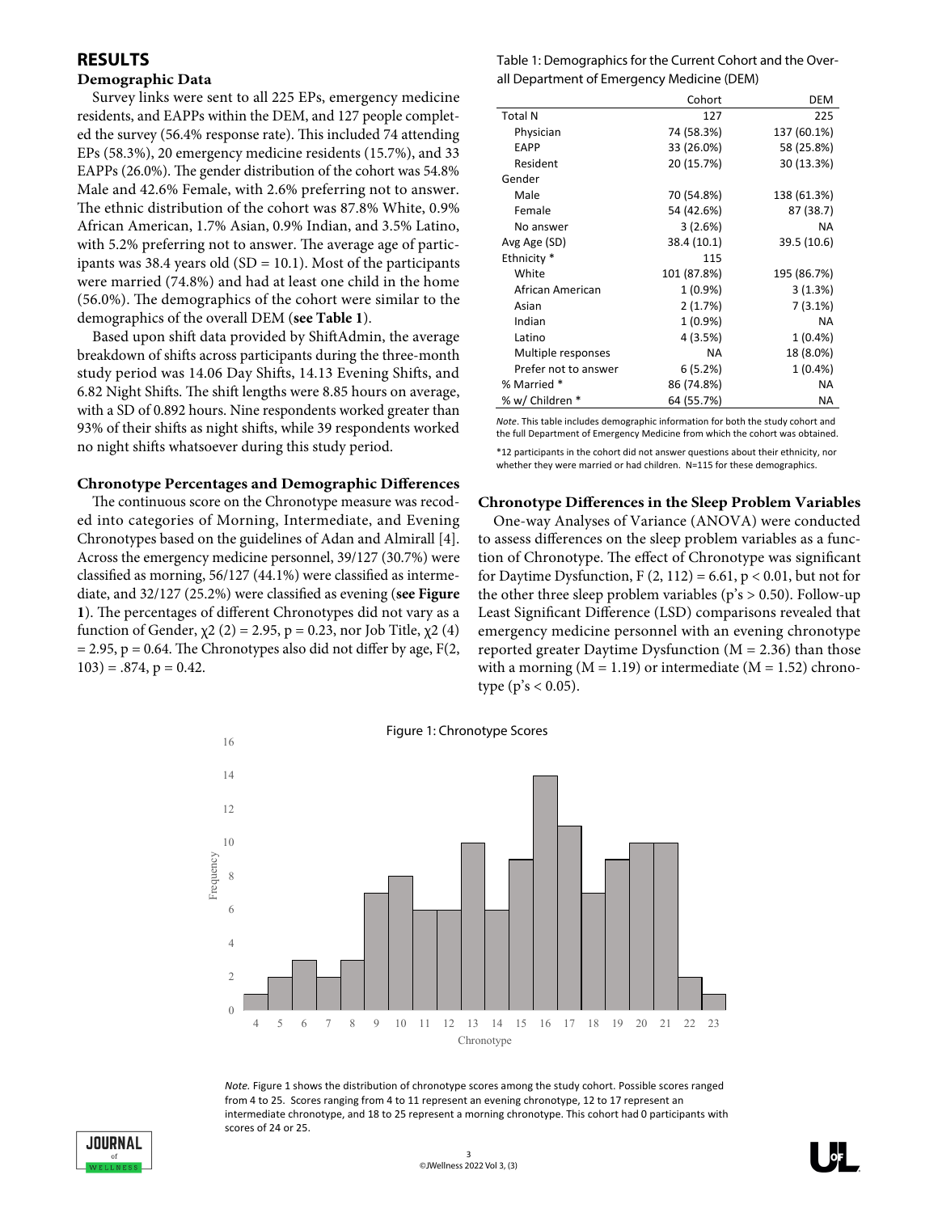## RESULTS

### Demographic Data

Survey links were sent to all 225 EPs, emergency medicine residents, and EAPPs within the DEM, and 127 people completed the survey (56.4% response rate). This included 74 attending EPs (58.3%), 20 emergency medicine residents (15.7%), and 33 EAPPs (26.0%). The gender distribution of the cohort was 54.8% Male and 42.6% Female, with 2.6% preferring not to answer. The ethnic distribution of the cohort was 87.8% White, 0.9% African American, 1.7% Asian, 0.9% Indian, and 3.5% Latino, with 5.2% preferring not to answer. The average age of participants was 38.4 years old (SD = 10.1). Most of the participants were married (74.8%) and had at least one child in the home (56.0%). The demographics of the cohort were similar to the demographics of the overall DEM (**see Table 1**).

Based upon shift data provided by ShiftAdmin, the average breakdown of shifts across participants during the three-month study period was 14.06 Day Shifts, 14.13 Evening Shifts, and 6.82 Night Shifts. The shift lengths were 8.85 hours on average, with a SD of 0.892 hours. Nine respondents worked greater than 93% of their shifts as night shifts, while 39 respondents worked no night shifts whatsoever during this study period.

### Chronotype Percentages and Demographic Differences

The continuous score on the Chronotype measure was recoded into categories of Morning, Intermediate, and Evening Chronotypes based on the guidelines of Adan and Almirall [4]. Across the emergency medicine personnel, 39/127 (30.7%) were classified as morning, 56/127 (44.1%) were classified as intermediate, and 32/127 (25.2%) were classified as evening (**see Figure 1**). The percentages of different Chronotypes did not vary as a function of Gender, $\chi^2(2) = 2.95$, $p = 0.23$, nor Job Title, $\chi^2(4) = 2.95$, $p = 0.64$. The Chronotypes also did not differ by age, $F(2, 103) = .874$, $p = 0.42$.

Table 1: Demographics for the Current Cohort and the Overall Department of Emergency Medicine (DEM)

| | Cohort | DEM |
|---|---|---|
| Total N | 127 | 225 |
| Physician | 74 (58.3%) | 137 (60.1%) |
| EAPP | 33 (26.0%) | 58 (25.8%) |
| Resident | 20 (15.7%) | 30 (13.3%) |
| Gender | | |
| Male | 70 (54.8%) | 138 (61.3%) |
| Female | 54 (42.6%) | 87 (38.7) |
| No answer | 3 (2.6%) | NA |
| Avg Age (SD) | 38.4 (10.1) | 39.5 (10.6) |
| Ethnicity * | 115 | |
| White | 101 (87.8%) | 195 (86.7%) |
| African American | 1 (0.9%) | 3 (1.3%) |
| Asian | 2 (1.7%) | 7 (3.1%) |
| Indian | 1 (0.9%) | NA |
| Latino | 4 (3.5%) | 1 (0.4%) |
| Multiple responses | NA | 18 (8.0%) |
| Prefer not to answer | 6 (5.2%) | 1 (0.4%) |
| % Married * | 86 (74.8%) | NA |
| % w/ Children * | 64 (55.7%) | NA |

*Note*. This table includes demographic information for both the study cohort and the full Department of Emergency Medicine from which the cohort was obtained.

*12 participants in the cohort did not answer questions about their ethnicity, nor whether they were married or had children. N=115 for these demographics.

### Chronotype Differences in the Sleep Problem Variables

One-way Analyses of Variance (ANOVA) were conducted to assess differences on the sleep problem variables as a function of Chronotype. The effect of Chronotype was significant for Daytime Dysfunction, $F(2, 112) = 6.61$, $p < 0.01$, but not for the other three sleep problem variables (p's > 0.50). Follow-up Least Significant Difference (LSD) comparisons revealed that emergency medicine personnel with an evening chronotype reported greater Daytime Dysfunction ($M = 2.36$) than those with a morning ($M = 1.19$) or intermediate ($M = 1.52$) chronotype (p's < 0.05).

Figure 1: Chronotype Scores

*Note.* Figure 1 shows the distribution of chronotype scores among the study cohort. Possible scores ranged from 4 to 25. Scores ranging from 4 to 11 represent an evening chronotype, 12 to 17 represent an intermediate chronotype, and 18 to 25 represent a morning chronotype. This cohort had 0 participants with scores of 24 or 25.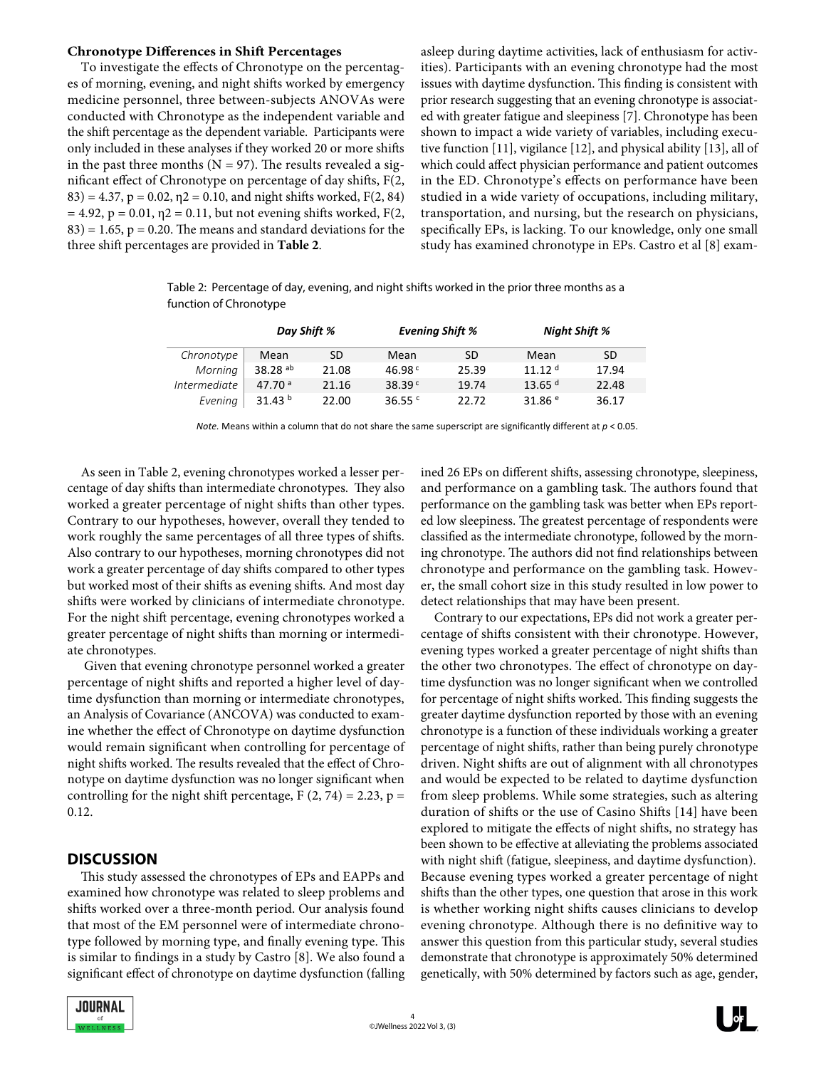### Chronotype Differences in Shift Percentages

To investigate the effects of Chronotype on the percentages of morning, evening, and night shifts worked by emergency medicine personnel, three between-subjects ANOVAs were conducted with Chronotype as the independent variable and the shift percentage as the dependent variable. Participants were only included in these analyses if they worked 20 or more shifts in the past three months ($N = 97$). The results revealed a significant effect of Chronotype on percentage of day shifts, $F(2, 83) = 4.37$, $p = 0.02$, $\eta2 = 0.10$, and night shifts worked, $F(2, 84) = 4.92$, $p = 0.01$, $\eta2 = 0.11$, but not evening shifts worked, $F(2, 83) = 1.65$, $p = 0.20$. The means and standard deviations for the three shift percentages are provided in **Table 2**.

Table 2: Percentage of day, evening, and night shifts worked in the prior three months as a function of Chronotype

| | *Day Shift %* | | *Evening Shift %* | | *Night Shift %* | |
|---|---|---|---|---|---|---|
| *Chronotype* | Mean | SD | Mean | SD | Mean | SD |
| *Morning* | 38.28 $^{ab}$ | 21.08 | 46.98 $^{c}$ | 25.39 | 11.12 $^{d}$ | 17.94 |
| *Intermediate* | 47.70 $^{a}$ | 21.16 | 38.39 $^{c}$ | 19.74 | 13.65 $^{d}$ | 22.48 |
| *Evening* | 31.43 $^{b}$ | 22.00 | 36.55 $^{c}$ | 22.72 | 31.86 $^{e}$ | 36.17 |

*Note.* Means within a column that do not share the same superscript are significantly different at $p < 0.05$.

As seen in Table 2, evening chronotypes worked a lesser percentage of day shifts than intermediate chronotypes. They also worked a greater percentage of night shifts than other types. Contrary to our hypotheses, however, overall they tended to work roughly the same percentages of all three types of shifts. Also contrary to our hypotheses, morning chronotypes did not work a greater percentage of day shifts compared to other types but worked most of their shifts as evening shifts. And most day shifts were worked by clinicians of intermediate chronotype. For the night shift percentage, evening chronotypes worked a greater percentage of night shifts than morning or intermediate chronotypes.

Given that evening chronotype personnel worked a greater percentage of night shifts and reported a higher level of daytime dysfunction than morning or intermediate chronotypes, an Analysis of Covariance (ANCOVA) was conducted to examine whether the effect of Chronotype on daytime dysfunction would remain significant when controlling for percentage of night shifts worked. The results revealed that the effect of Chronotype on daytime dysfunction was no longer significant when controlling for the night shift percentage, $F(2, 74) = 2.23$, $p = 0.12$.

## DISCUSSION

This study assessed the chronotypes of EPs and EAPPs and examined how chronotype was related to sleep problems and shifts worked over a three-month period. Our analysis found that most of the EM personnel were of intermediate chronotype followed by morning type, and finally evening type. This is similar to findings in a study by Castro [8]. We also found a significant effect of chronotype on daytime dysfunction (falling asleep during daytime activities, lack of enthusiasm for activities). Participants with an evening chronotype had the most issues with daytime dysfunction. This finding is consistent with prior research suggesting that an evening chronotype is associated with greater fatigue and sleepiness [7]. Chronotype has been shown to impact a wide variety of variables, including executive function [11], vigilance [12], and physical ability [13], all of which could affect physician performance and patient outcomes in the ED. Chronotype's effects on performance have been studied in a wide variety of occupations, including military, transportation, and nursing, but the research on physicians, specifically EPs, is lacking. To our knowledge, only one small study has examined chronotype in EPs. Castro et al [8] examined 26 EPs on different shifts, assessing chronotype, sleepiness, and performance on a gambling task. The authors found that performance on the gambling task was better when EPs reported low sleepiness. The greatest percentage of respondents were classified as the intermediate chronotype, followed by the morning chronotype. The authors did not find relationships between chronotype and performance on the gambling task. However, the small cohort size in this study resulted in low power to detect relationships that may have been present.

Contrary to our expectations, EPs did not work a greater percentage of shifts consistent with their chronotype. However, evening types worked a greater percentage of night shifts than the other two chronotypes. The effect of chronotype on daytime dysfunction was no longer significant when we controlled for percentage of night shifts worked. This finding suggests the greater daytime dysfunction reported by those with an evening chronotype is a function of these individuals working a greater percentage of night shifts, rather than being purely chronotype driven. Night shifts are out of alignment with all chronotypes and would be expected to be related to daytime dysfunction from sleep problems. While some strategies, such as altering duration of shifts or the use of Casino Shifts [14] have been explored to mitigate the effects of night shifts, no strategy has been shown to be effective at alleviating the problems associated with night shift (fatigue, sleepiness, and daytime dysfunction). Because evening types worked a greater percentage of night shifts than the other types, one question that arose in this work is whether working night shifts causes clinicians to develop evening chronotype. Although there is no definitive way to answer this question from this particular study, several studies demonstrate that chronotype is approximately 50% determined genetically, with 50% determined by factors such as age, gender,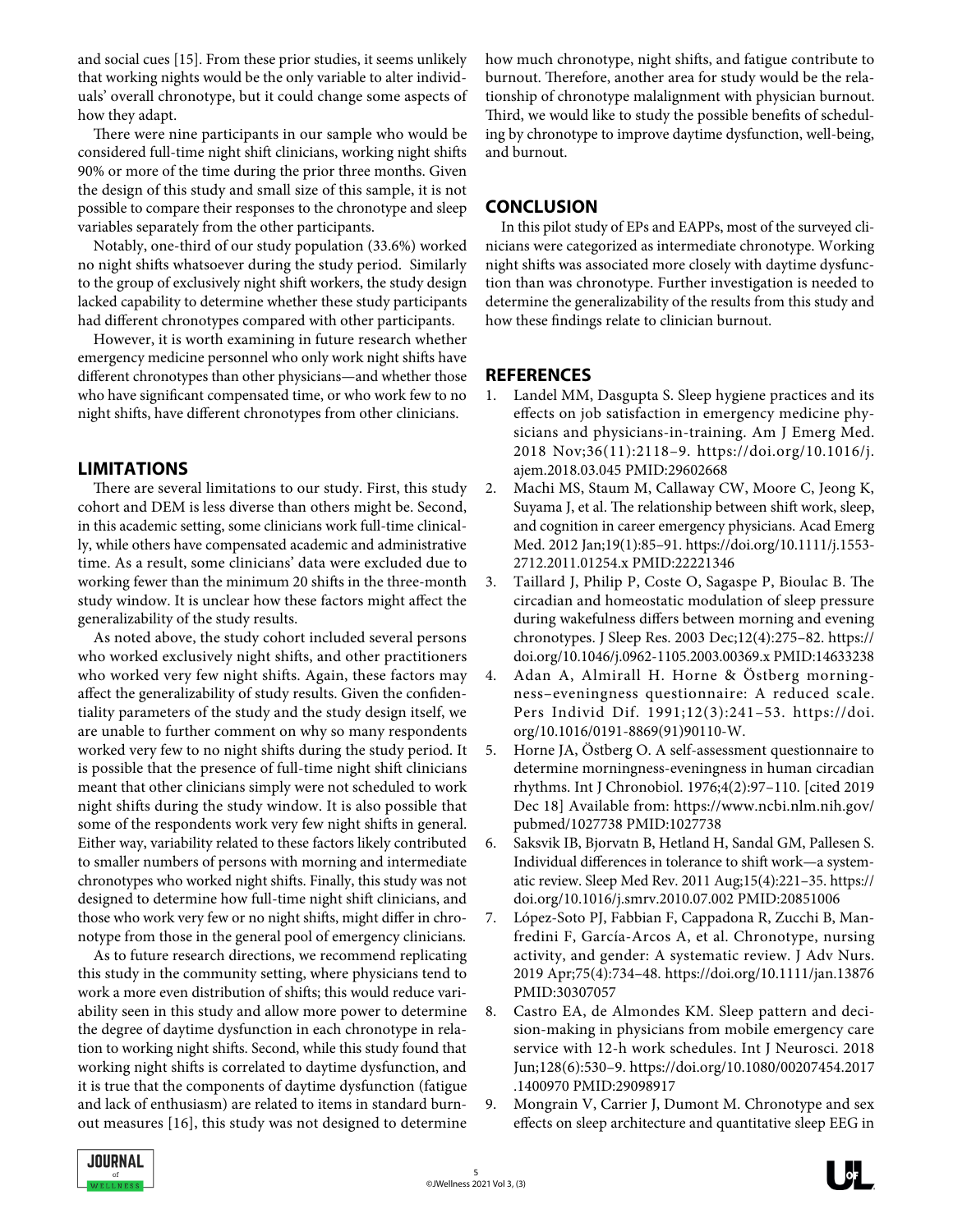and social cues [15]. From these prior studies, it seems unlikely that working nights would be the only variable to alter individuals' overall chronotype, but it could change some aspects of how they adapt.

There were nine participants in our sample who would be considered full-time night shift clinicians, working night shifts 90% or more of the time during the prior three months. Given the design of this study and small size of this sample, it is not possible to compare their responses to the chronotype and sleep variables separately from the other participants.

Notably, one-third of our study population (33.6%) worked no night shifts whatsoever during the study period. Similarly to the group of exclusively night shift workers, the study design lacked capability to determine whether these study participants had different chronotypes compared with other participants.

However, it is worth examining in future research whether emergency medicine personnel who only work night shifts have different chronotypes than other physicians—and whether those who have significant compensated time, or who work few to no night shifts, have different chronotypes from other clinicians.

## LIMITATIONS

There are several limitations to our study. First, this study cohort and DEM is less diverse than others might be. Second, in this academic setting, some clinicians work full-time clinically, while others have compensated academic and administrative time. As a result, some clinicians' data were excluded due to working fewer than the minimum 20 shifts in the three-month study window. It is unclear how these factors might affect the generalizability of the study results.

As noted above, the study cohort included several persons who worked exclusively night shifts, and other practitioners who worked very few night shifts. Again, these factors may affect the generalizability of study results. Given the confidentiality parameters of the study and the study design itself, we are unable to further comment on why so many respondents worked very few to no night shifts during the study period. It is possible that the presence of full-time night shift clinicians meant that other clinicians simply were not scheduled to work night shifts during the study window. It is also possible that some of the respondents work very few night shifts in general. Either way, variability related to these factors likely contributed to smaller numbers of persons with morning and intermediate chronotypes who worked night shifts. Finally, this study was not designed to determine how full-time night shift clinicians, and those who work very few or no night shifts, might differ in chronotype from those in the general pool of emergency clinicians.

As to future research directions, we recommend replicating this study in the community setting, where physicians tend to work a more even distribution of shifts; this would reduce variability seen in this study and allow more power to determine the degree of daytime dysfunction in each chronotype in relation to working night shifts. Second, while this study found that working night shifts is correlated to daytime dysfunction, and it is true that the components of daytime dysfunction (fatigue and lack of enthusiasm) are related to items in standard burnout measures [16], this study was not designed to determine how much chronotype, night shifts, and fatigue contribute to burnout. Therefore, another area for study would be the relationship of chronotype malalignment with physician burnout. Third, we would like to study the possible benefits of scheduling by chronotype to improve daytime dysfunction, well-being, and burnout.

## CONCLUSION

In this pilot study of EPs and EAPPs, most of the surveyed clinicians were categorized as intermediate chronotype. Working night shifts was associated more closely with daytime dysfunction than was chronotype. Further investigation is needed to determine the generalizability of the results from this study and how these findings relate to clinician burnout.

## REFERENCES

1. Landel MM, Dasgupta S. Sleep hygiene practices and its effects on job satisfaction in emergency medicine physicians and physicians-in-training. Am J Emerg Med. 2018 Nov;36(11):2118–9. https://doi.org/10.1016/j.ajem.2018.03.045 PMID:29602668
2. Machi MS, Staum M, Callaway CW, Moore C, Jeong K, Suyama J, et al. The relationship between shift work, sleep, and cognition in career emergency physicians. Acad Emerg Med. 2012 Jan;19(1):85–91. https://doi.org/10.1111/j.1553-2712.2011.01254.x PMID:22221346
3. Taillard J, Philip P, Coste O, Sagaspe P, Bioulac B. The circadian and homeostatic modulation of sleep pressure during wakefulness differs between morning and evening chronotypes. J Sleep Res. 2003 Dec;12(4):275–82. https://doi.org/10.1046/j.0962-1105.2003.00369.x PMID:14633238
4. Adan A, Almirall H. Horne & Östberg morningness–eveningness questionnaire: A reduced scale. Pers Individ Dif. 1991;12(3):241–53. https://doi.org/10.1016/0191-8869(91)90110-W.
5. Horne JA, Östberg O. A self-assessment questionnaire to determine morningness-eveningness in human circadian rhythms. Int J Chronobiol. 1976;4(2):97–110. [cited 2019 Dec 18] Available from: https://www.ncbi.nlm.nih.gov/pubmed/1027738 PMID:1027738
6. Saksvik IB, Bjorvatn B, Hetland H, Sandal GM, Pallesen S. Individual differences in tolerance to shift work—a systematic review. Sleep Med Rev. 2011 Aug;15(4):221–35. https://doi.org/10.1016/j.smrv.2010.07.002 PMID:20851006
7. López-Soto PJ, Fabbian F, Cappadona R, Zucchi B, Manfredini F, García-Arcos A, et al. Chronotype, nursing activity, and gender: A systematic review. J Adv Nurs. 2019 Apr;75(4):734–48. https://doi.org/10.1111/jan.13876 PMID:30307057
8. Castro EA, de Almondes KM. Sleep pattern and decision-making in physicians from mobile emergency care service with 12-h work schedules. Int J Neurosci. 2018 Jun;128(6):530–9. https://doi.org/10.1080/00207454.2017.1400970 PMID:29098917
9. Mongrain V, Carrier J, Dumont M. Chronotype and sex effects on sleep architecture and quantitative sleep EEG in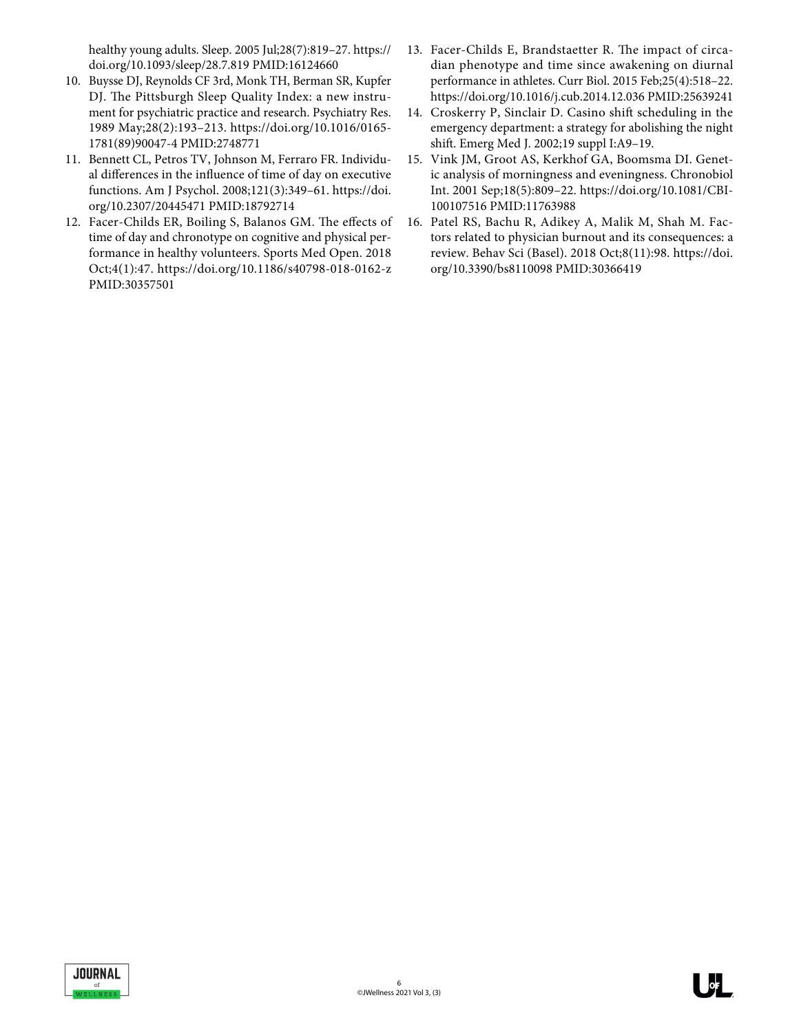healthy young adults. Sleep. 2005 Jul;28(7):819–27. https://doi.org/10.1093/sleep/28.7.819 PMID:16124660

10. Buysse DJ, Reynolds CF 3rd, Monk TH, Berman SR, Kupfer DJ. The Pittsburgh Sleep Quality Index: a new instrument for psychiatric practice and research. Psychiatry Res. 1989 May;28(2):193–213. https://doi.org/10.1016/0165-1781(89)90047-4 PMID:2748771
11. Bennett CL, Petros TV, Johnson M, Ferraro FR. Individual differences in the influence of time of day on executive functions. Am J Psychol. 2008;121(3):349–61. https://doi.org/10.2307/20445471 PMID:18792714
12. Facer-Childs ER, Boiling S, Balanos GM. The effects of time of day and chronotype on cognitive and physical performance in healthy volunteers. Sports Med Open. 2018 Oct;4(1):47. https://doi.org/10.1186/s40798-018-0162-z PMID:30357501
13. Facer-Childs E, Brandstaetter R. The impact of circadian phenotype and time since awakening on diurnal performance in athletes. Curr Biol. 2015 Feb;25(4):518–22. https://doi.org/10.1016/j.cub.2014.12.036 PMID:25639241
14. Croskerry P, Sinclair D. Casino shift scheduling in the emergency department: a strategy for abolishing the night shift. Emerg Med J. 2002;19 suppl I:A9–19.
15. Vink JM, Groot AS, Kerkhof GA, Boomsma DI. Genetic analysis of morningness and eveningness. Chronobiol Int. 2001 Sep;18(5):809–22. https://doi.org/10.1081/CBI-100107516 PMID:11763988
16. Patel RS, Bachu R, Adikey A, Malik M, Shah M. Factors related to physician burnout and its consequences: a review. Behav Sci (Basel). 2018 Oct;8(11):98. https://doi.org/10.3390/bs8110098 PMID:30366419